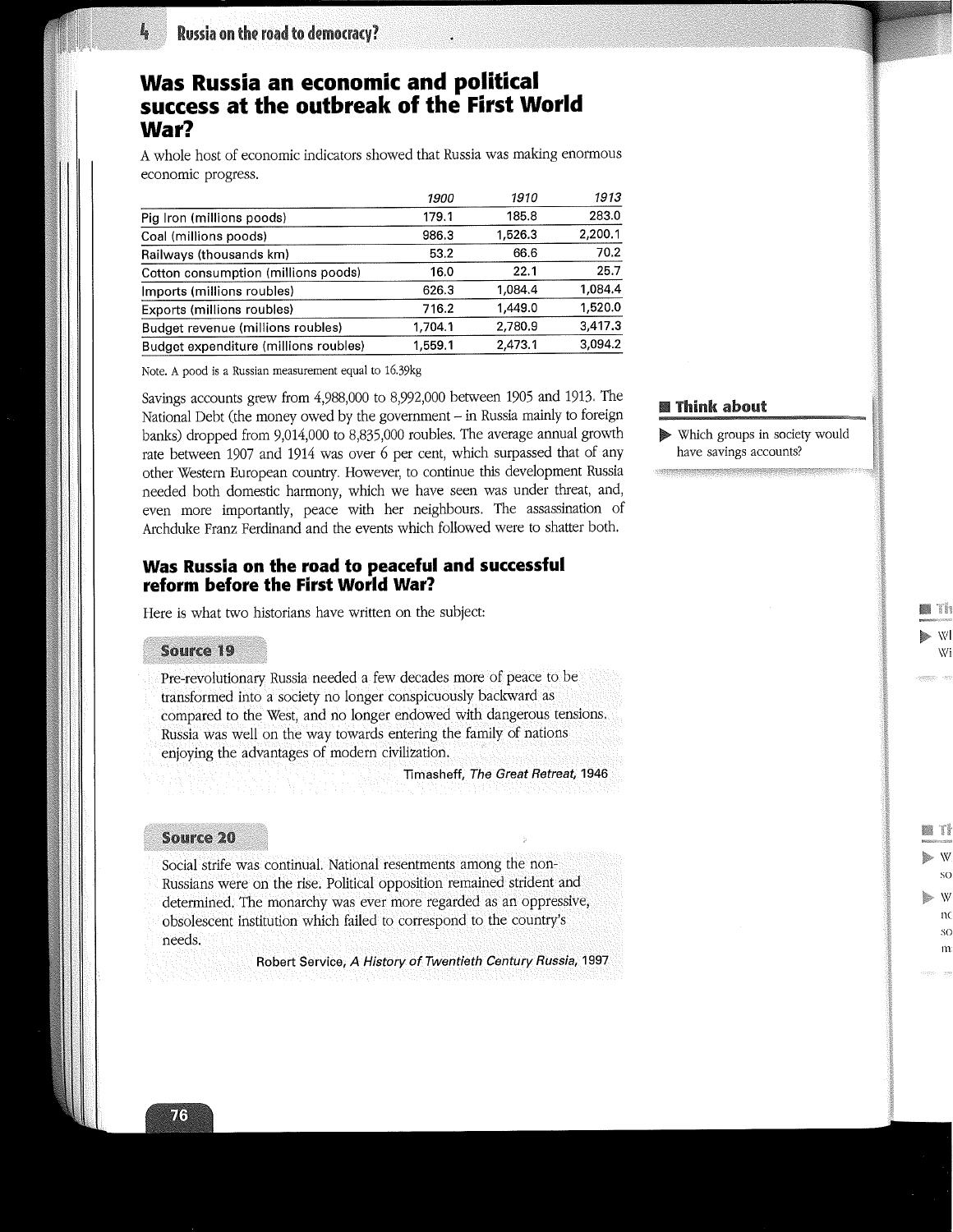# Was Russia an economic and political success at the outbreak of the First World War?

A whole host of economic indicators showed that Russia was making enormous economic progress.

| | *1900* | *1910* | *1913* |
|---|---|---|---|
| Pig Iron (millions poods) | 179.1 | 185.8 | 283.0 |
| Coal (millions poods) | 986.3 | 1,526.3 | 2,200.1 |
| Railways (thousands km) | 53.2 | 66.6 | 70.2 |
| Cotton consumption (millions poods) | 16.0 | 22.1 | 25.7 |
| Imports (millions roubles) | 626.3 | 1,084.4 | 1,084.4 |
| Exports (millions roubles) | 716.2 | 1,449.0 | 1,520.0 |
| Budget revenue (millions roubles) | 1,704.1 | 2,780.9 | 3,417.3 |
| Budget expenditure (millions roubles) | 1,559.1 | 2,473.1 | 3,094.2 |

Note. A pood is a Russian measurement equal to 16.39kg

Savings accounts grew from 4,988,000 to 8,992,000 between 1905 and 1913. The National Debt (the money owed by the government – in Russia mainly to foreign banks) dropped from 9,014,000 to 8,835,000 roubles. The average annual growth rate between 1907 and 1914 was over 6 per cent, which surpassed that of any other Western European country. However, to continue this development Russia needed both domestic harmony, which we have seen was under threat, and, even more importantly, peace with her neighbours. The assassination of Archduke Franz Ferdinand and the events which followed were to shatter both.

### Think about

- Which groups in society would have savings accounts?

## Was Russia on the road to peaceful and successful reform before the First World War?

Here is what two historians have written on the subject:

**Source 19**

Pre-revolutionary Russia needed a few decades more of peace to be transformed into a society no longer conspicuously backward as compared to the West, and no longer endowed with dangerous tensions. Russia was well on the way towards entering the family of nations enjoying the advantages of modern civilization.

Timasheff, *The Great Retreat*, 1946

**Source 20**

Social strife was continual. National resentments among the non-Russians were on the rise. Political opposition remained strident and determined. The monarchy was ever more regarded as an oppressive, obsolescent institution which failed to correspond to the country's needs.

Robert Service, *A History of Twentieth Century Russia*, 1997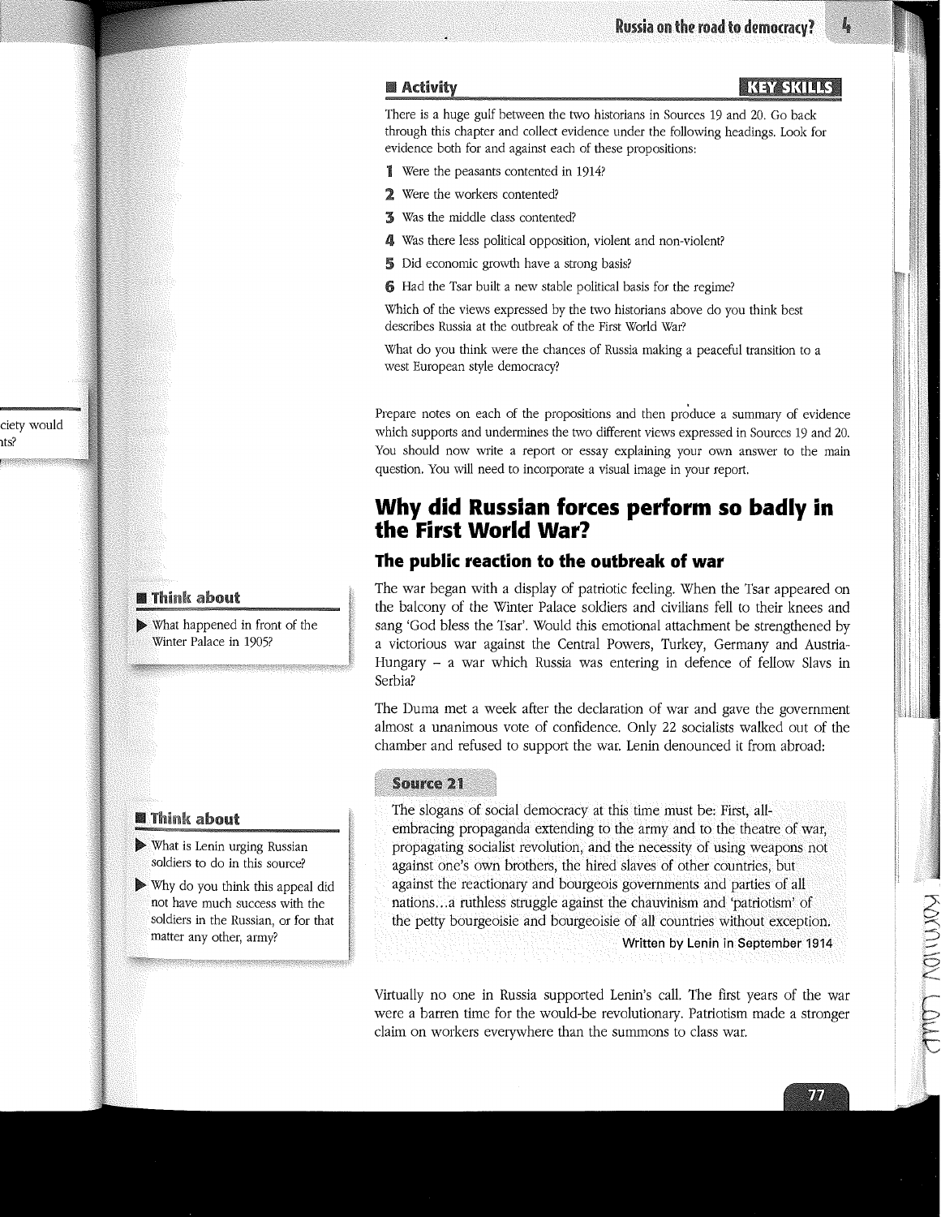## Activity

**KEY SKILLS**

There is a huge gulf between the two historians in Sources 19 and 20. Go back through this chapter and collect evidence under the following headings. Look for evidence both for and against each of these propositions:

1. Were the peasants contented in 1914?
2. Were the workers contented?
3. Was the middle class contented?
4. Was there less political opposition, violent and non-violent?
5. Did economic growth have a strong basis?
6. Had the Tsar built a new stable political basis for the regime?

Which of the views expressed by the two historians above do you think best describes Russia at the outbreak of the First World War?

What do you think were the chances of Russia making a peaceful transition to a west European style democracy?

Prepare notes on each of the propositions and then produce a summary of evidence which supports and undermines the two different views expressed in Sources 19 and 20. You should now write a report or essay explaining your own answer to the main question. You will need to incorporate a visual image in your report.

# Why did Russian forces perform so badly in the First World War?

## The public reaction to the outbreak of war

The war began with a display of patriotic feeling. When the Tsar appeared on the balcony of the Winter Palace soldiers and civilians fell to their knees and sang 'God bless the Tsar'. Would this emotional attachment be strengthened by a victorious war against the Central Powers, Turkey, Germany and Austria-Hungary – a war which Russia was entering in defence of fellow Slavs in Serbia?

### Think about

- What happened in front of the Winter Palace in 1905?

The Duma met a week after the declaration of war and gave the government almost a unanimous vote of confidence. Only 22 socialists walked out of the chamber and refused to support the war. Lenin denounced it from abroad:

### Source 21

> The slogans of social democracy at this time must be: First, all-embracing propaganda extending to the army and to the theatre of war, propagating socialist revolution, and the necessity of using weapons not against one's own brothers, the hired slaves of other countries, but against the reactionary and bourgeois governments and parties of all nations...a ruthless struggle against the chauvinism and 'patriotism' of the petty bourgeoisie and bourgeoisie of all countries without exception.
>
> **Written by Lenin in September 1914**

### Think about

- What is Lenin urging Russian soldiers to do in this source?
- Why do you think this appeal did not have much success with the soldiers in the Russian, or for that matter any other, army?

Virtually no one in Russia supported Lenin's call. The first years of the war were a barren time for the would-be revolutionary. Patriotism made a stronger claim on workers everywhere than the summons to class war.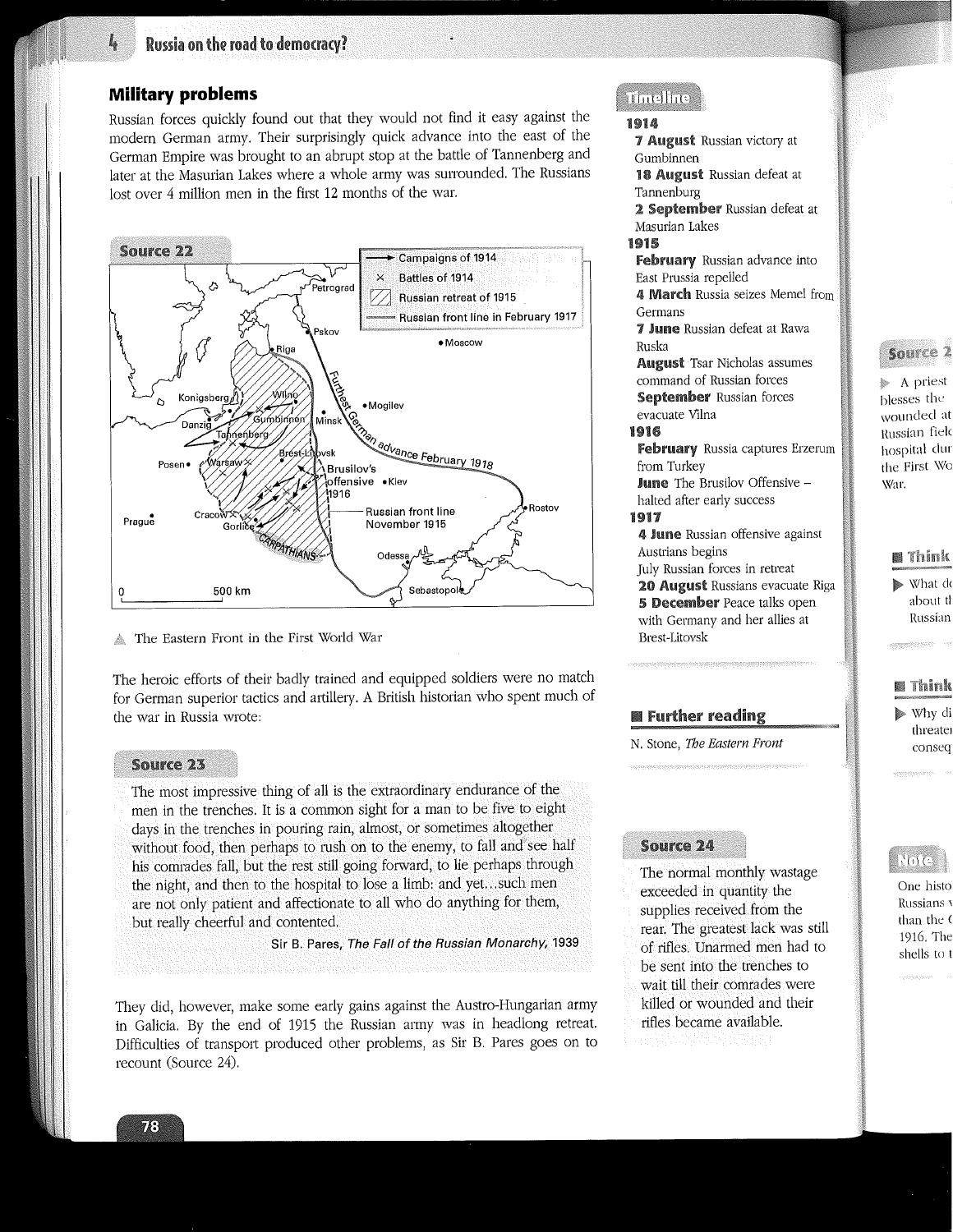## Military problems

Russian forces quickly found out that they would not find it easy against the modern German army. Their surprisingly quick advance into the east of the German Empire was brought to an abrupt stop at the battle of Tannenberg and later at the Masurian Lakes where a whole army was surrounded. The Russians lost over 4 million men in the first 12 months of the war.

### Source 22

▲ The Eastern Front in the First World War

The heroic efforts of their badly trained and equipped soldiers were no match for German superior tactics and artillery. A British historian who spent much of the war in Russia wrote:

### Source 23

The most impressive thing of all is the extraordinary endurance of the men in the trenches. It is a common sight for a man to be five to eight days in the trenches in pouring rain, almost, or sometimes altogether without food, then perhaps to rush on to the enemy, to fall and see half his comrades fall, but the rest still going forward, to lie perhaps through the night, and then to the hospital to lose a limb: and yet...such men are not only patient and affectionate to all who do anything for them, but really cheerful and contented.

Sir B. Pares, *The Fall of the Russian Monarchy*, 1939

They did, however, make some early gains against the Austro-Hungarian army in Galicia. By the end of 1915 the Russian army was in headlong retreat. Difficulties of transport produced other problems, as Sir B. Pares goes on to recount (Source 24).

### Timeline

**1914**

**7 August** Russian victory at Gumbinnen

**18 August** Russian defeat at Tannenburg

**2 September** Russian defeat at Masurian Lakes

**1915**

**February** Russian advance into East Prussia repelled

**4 March** Russia seizes Memel from Germans

**7 June** Russian defeat at Rawa Ruska

**August** Tsar Nicholas assumes command of Russian forces

**September** Russian forces evacuate Vilna

**1916**

**February** Russia captures Erzerum from Turkey

**June** The Brusilov Offensive – halted after early success

**1917**

**4 June** Russian offensive against Austrians begins

July Russian forces in retreat

**20 August** Russians evacuate Riga

**5 December** Peace talks open with Germany and her allies at Brest-Litovsk

### Further reading

N. Stone, *The Eastern Front*

### Source 24

The normal monthly wastage exceeded in quantity the supplies received from the rear. The greatest lack was still of rifles. Unarmed men had to be sent into the trenches to wait till their comrades were killed or wounded and their rifles became available.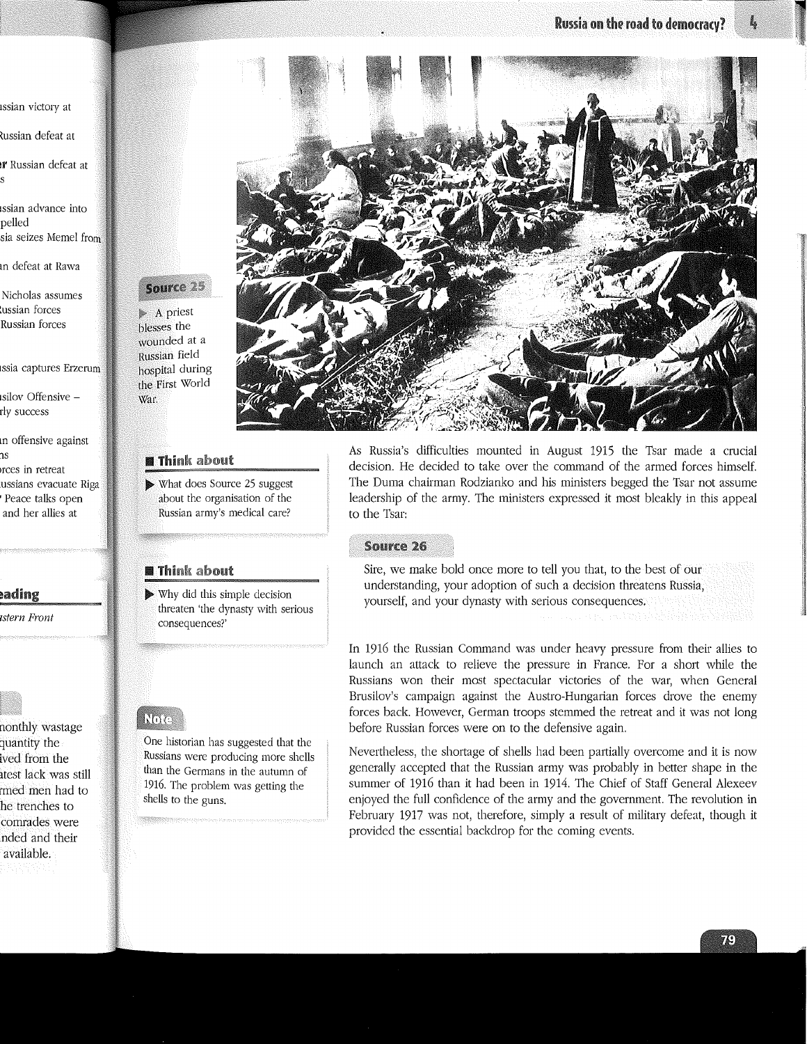## Source 25

A priest blesses the wounded at a Russian field hospital during the First World War.

### Think about

- What does Source 25 suggest about the organisation of the Russian army's medical care?

As Russia's difficulties mounted in August 1915 the Tsar made a crucial decision. He decided to take over the command of the armed forces himself. The Duma chairman Rodzianko and his ministers begged the Tsar not assume leadership of the army. The ministers expressed it most bleakly in this appeal to the Tsar:

## Source 26

> Sire, we make bold once more to tell you that, to the best of our understanding, your adoption of such a decision threatens Russia, yourself, and your dynasty with serious consequences.

### Think about

- Why did this simple decision threaten 'the dynasty with serious consequences?'

In 1916 the Russian Command was under heavy pressure from their allies to launch an attack to relieve the pressure in France. For a short while the Russians won their most spectacular victories of the war, when General Brusilov's campaign against the Austro-Hungarian forces drove the enemy forces back. However, German troops stemmed the retreat and it was not long before Russian forces were on to the defensive again.

### Note

One historian has suggested that the Russians were producing more shells than the Germans in the autumn of 1916. The problem was getting the shells to the guns.

Nevertheless, the shortage of shells had been partially overcome and it is now generally accepted that the Russian army was probably in better shape in the summer of 1916 than it had been in 1914. The Chief of Staff General Alexeev enjoyed the full confidence of the army and the government. The revolution in February 1917 was not, therefore, simply a result of military defeat, though it provided the essential backdrop for the coming events.